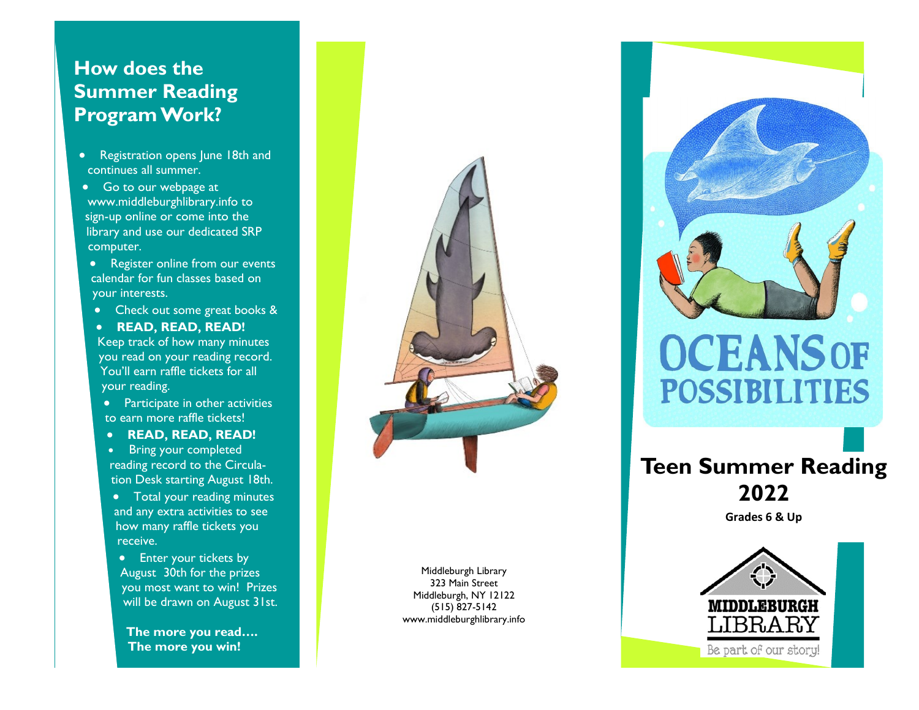## How does the Summer Reading Program Work?

- Registration opens June 18th and continues all summer.
- Go to our webpage at www.middleburghlibrary.info to sign-up online or come into the library and use our dedicated SRP computer.
- Register online from our events calendar for fun classes based on your interests.
- Check out some great books &
- **READ, READ, READ!** Keep track of how many minutes you read on your reading record. You'll earn raffle tickets for all your reading.
- Participate in other activities to earn more raffle tickets!
- **READ, READ, READ!**
- Bring your completed reading record to the Circulation Desk starting August 18th.
- Total your reading minutes and any extra activities to see how many raffle tickets you receive.
- Enter your tickets by August 30th for the prizes you most want to win! Prizes will be drawn on August 31st.

**The more you read….**
**The more you win!**

Middleburgh Library
323 Main Street
Middleburgh, NY 12122
(515) 827-5142
www.middleburghlibrary.info

# OCEANS OF POSSIBILITIES

## Teen Summer Reading 2022

**Grades 6 & Up**

MIDDLEBURGH LIBRARY
Be part of our story!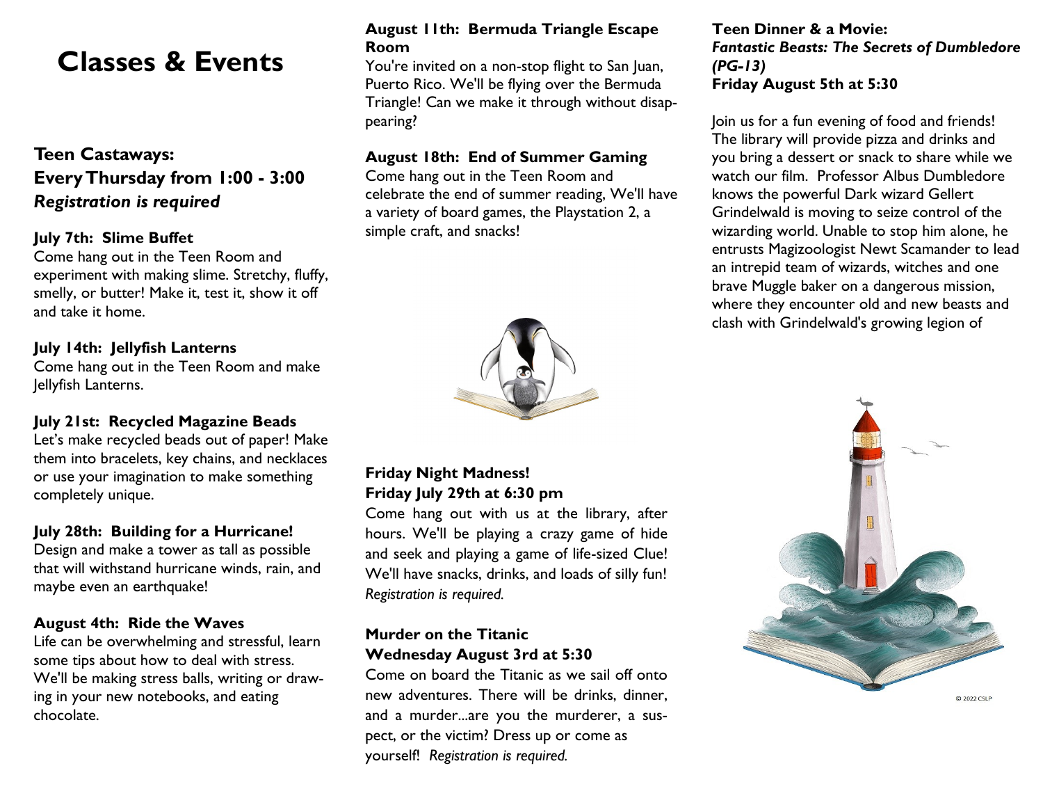# Classes & Events

## Teen Castaways:
## Every Thursday from 1:00 - 3:00
## *Registration is required*

**July 7th: Slime Buffet**
Come hang out in the Teen Room and experiment with making slime. Stretchy, fluffy, smelly, or butter! Make it, test it, show it off and take it home.

**July 14th: Jellyfish Lanterns**
Come hang out in the Teen Room and make Jellyfish Lanterns.

**July 21st: Recycled Magazine Beads**
Let's make recycled beads out of paper! Make them into bracelets, key chains, and necklaces or use your imagination to make something completely unique.

**July 28th: Building for a Hurricane!**
Design and make a tower as tall as possible that will withstand hurricane winds, rain, and maybe even an earthquake!

**August 4th: Ride the Waves**
Life can be overwhelming and stressful, learn some tips about how to deal with stress. We'll be making stress balls, writing or drawing in your new notebooks, and eating chocolate.

**August 11th: Bermuda Triangle Escape Room**
You're invited on a non-stop flight to San Juan, Puerto Rico. We'll be flying over the Bermuda Triangle! Can we make it through without disappearing?

**August 18th: End of Summer Gaming**
Come hang out in the Teen Room and celebrate the end of summer reading, We'll have a variety of board games, the Playstation 2, a simple craft, and snacks!

**Friday Night Madness!**
**Friday July 29th at 6:30 pm**
Come hang out with us at the library, after hours. We'll be playing a crazy game of hide and seek and playing a game of life-sized Clue! We'll have snacks, drinks, and loads of silly fun! *Registration is required.*

**Murder on the Titanic**
**Wednesday August 3rd at 5:30**
Come on board the Titanic as we sail off onto new adventures. There will be drinks, dinner, and a murder...are you the murderer, a suspect, or the victim? Dress up or come as yourself! *Registration is required.*

**Teen Dinner & a Movie:**
***Fantastic Beasts: The Secrets of Dumbledore (PG-13)***
**Friday August 5th at 5:30**

Join us for a fun evening of food and friends! The library will provide pizza and drinks and you bring a dessert or snack to share while we watch our film. Professor Albus Dumbledore knows the powerful Dark wizard Gellert Grindelwald is moving to seize control of the wizarding world. Unable to stop him alone, he entrusts Magizoologist Newt Scamander to lead an intrepid team of wizards, witches and one brave Muggle baker on a dangerous mission, where they encounter old and new beasts and clash with Grindelwald's growing legion of

© 2022 CSLP